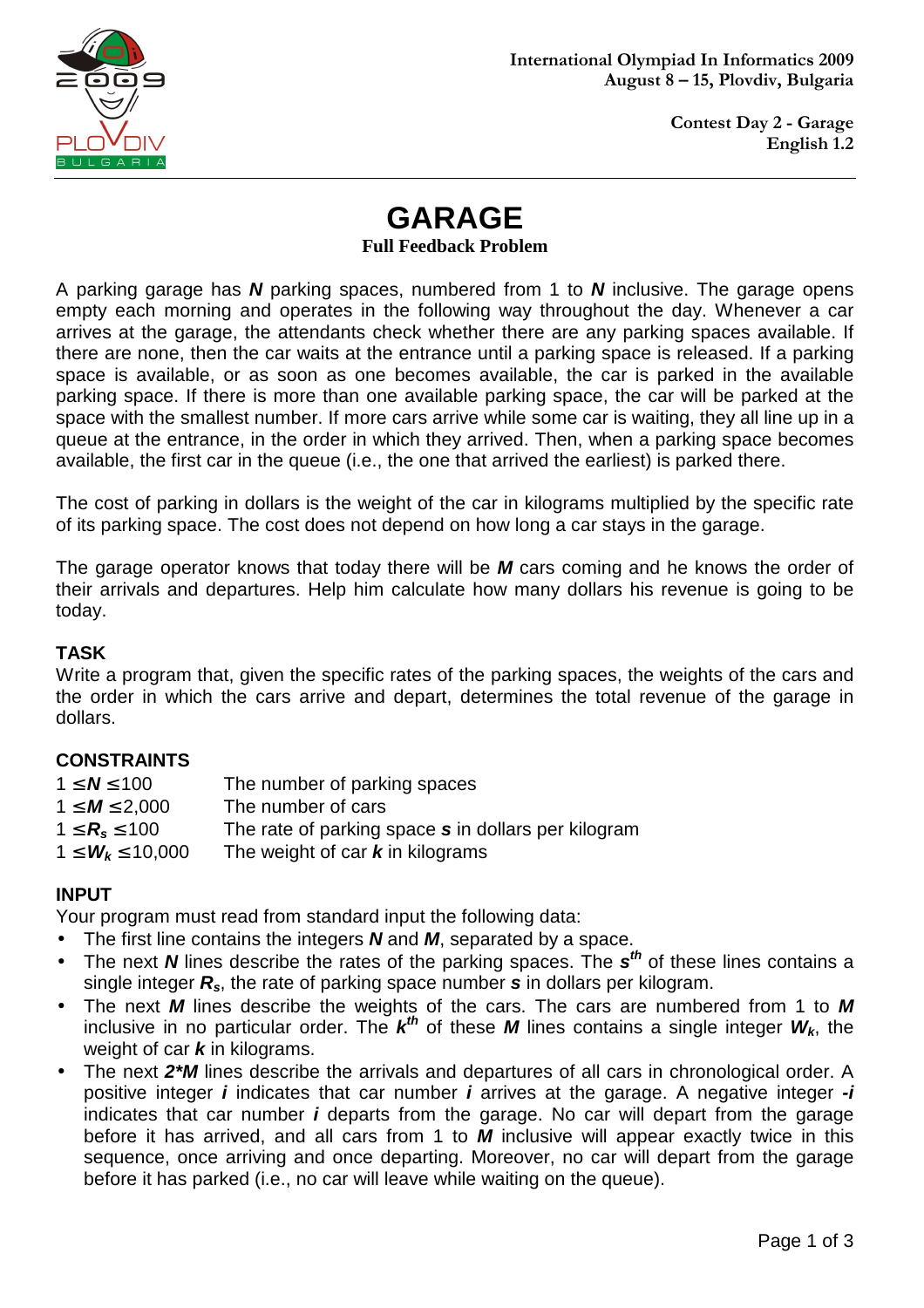# GARAGE

**Full Feedback Problem**

A parking garage has $N$ parking spaces, numbered from 1 to $N$ inclusive. The garage opens empty each morning and operates in the following way throughout the day. Whenever a car arrives at the garage, the attendants check whether there are any parking spaces available. If there are none, then the car waits at the entrance until a parking space is released. If a parking space is available, or as soon as one becomes available, the car is parked in the available parking space. If there is more than one available parking space, the car will be parked at the space with the smallest number. If more cars arrive while some car is waiting, they all line up in a queue at the entrance, in the order in which they arrived. Then, when a parking space becomes available, the first car in the queue (i.e., the one that arrived the earliest) is parked there.

The cost of parking in dollars is the weight of the car in kilograms multiplied by the specific rate of its parking space. The cost does not depend on how long a car stays in the garage.

The garage operator knows that today there will be $M$ cars coming and he knows the order of their arrivals and departures. Help him calculate how many dollars his revenue is going to be today.

## TASK

Write a program that, given the specific rates of the parking spaces, the weights of the cars and the order in which the cars arrive and depart, determines the total revenue of the garage in dollars.

## CONSTRAINTS

| | |
|---|---|
| $1 \leq N \leq 100$ | The number of parking spaces |
| $1 \leq M \leq 2{,}000$ | The number of cars |
| $1 \leq R_s \leq 100$ | The rate of parking space $s$ in dollars per kilogram |
| $1 \leq W_k \leq 10{,}000$ | The weight of car $k$ in kilograms |

## INPUT

Your program must read from standard input the following data:

- The first line contains the integers $N$ and $M$, separated by a space.
- The next $N$ lines describe the rates of the parking spaces. The $s^{th}$ of these lines contains a single integer $R_s$, the rate of parking space $s$ in dollars per kilogram.
- The next $M$ lines describe the weights of the cars. The cars are numbered from 1 to $M$ inclusive in no particular order. The $k^{th}$ of these $M$ lines contains a single integer $W_k$, the weight of car $k$ in kilograms.
- The next $2*M$ lines describe the arrivals and departures of all cars in chronological order. A positive integer $i$ indicates that car number $i$ arrives at the garage. A negative integer $-i$ indicates that car number $i$ departs from the garage. No car will depart from the garage before it has arrived, and all cars from 1 to $M$ inclusive will appear exactly twice in this sequence, once arriving and once departing. Moreover, no car will depart from the garage before it has parked (i.e., no car will leave while waiting on the queue).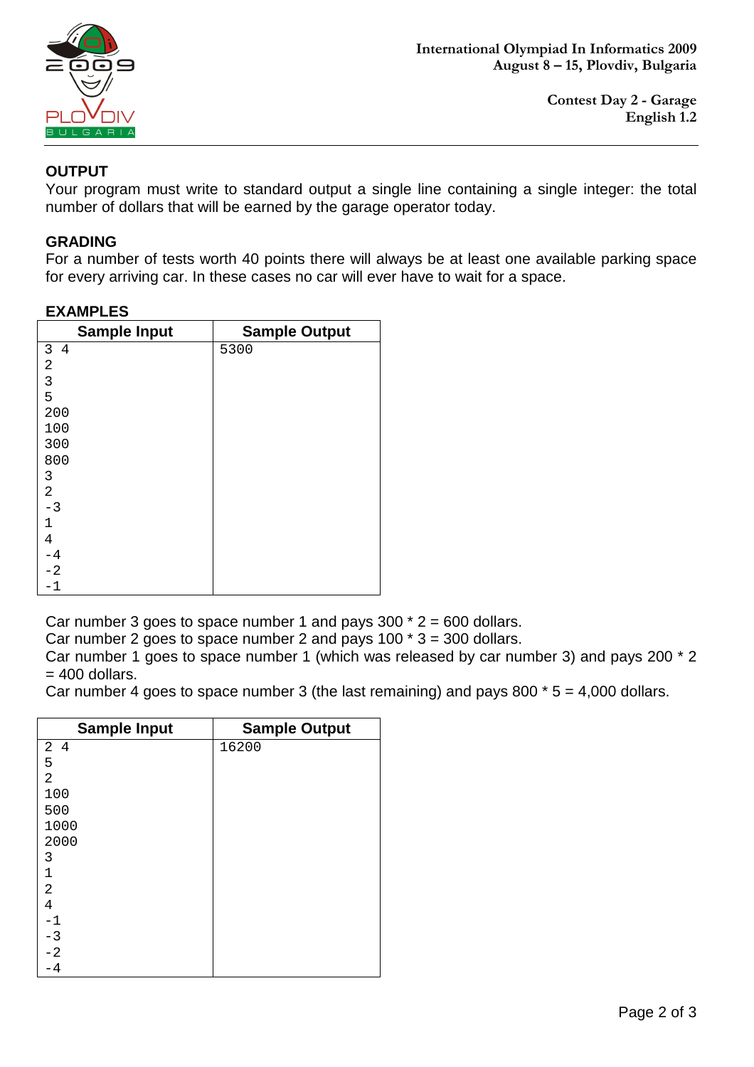## OUTPUT

Your program must write to standard output a single line containing a single integer: the total number of dollars that will be earned by the garage operator today.

## GRADING

For a number of tests worth 40 points there will always be at least one available parking space for every arriving car. In these cases no car will ever have to wait for a space.

## EXAMPLES

| Sample Input | Sample Output |
|---|---|
| 3 4<br>2<br>3<br>5<br>200<br>100<br>300<br>800<br>3<br>2<br>-3<br>1<br>4<br>-4<br>-2<br>-1 | 5300 |

Car number 3 goes to space number 1 and pays 300 * 2 = 600 dollars.
Car number 2 goes to space number 2 and pays 100 * 3 = 300 dollars.
Car number 1 goes to space number 1 (which was released by car number 3) and pays 200 * 2 = 400 dollars.
Car number 4 goes to space number 3 (the last remaining) and pays 800 * 5 = 4,000 dollars.

| Sample Input | Sample Output |
|---|---|
| 2 4<br>5<br>2<br>100<br>500<br>1000<br>2000<br>3<br>1<br>2<br>4<br>-1<br>-3<br>-2<br>-4 | 16200 |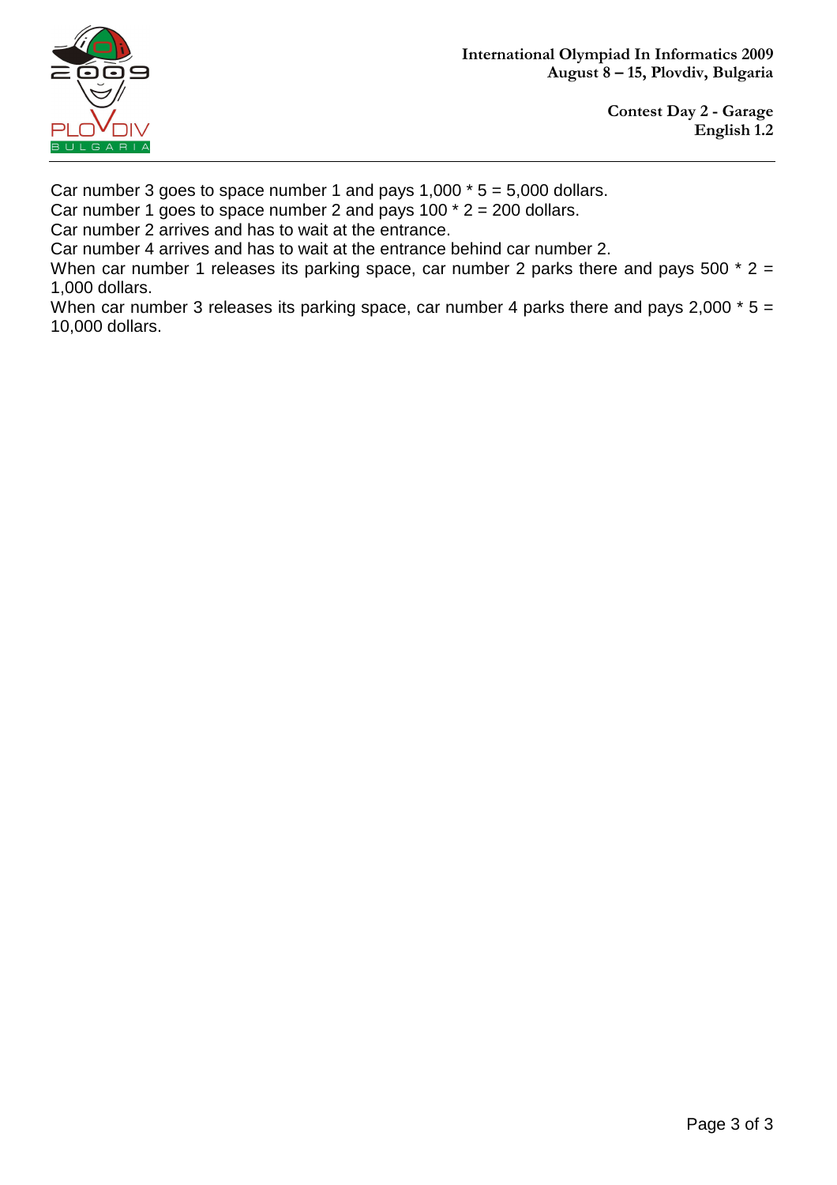Car number 3 goes to space number 1 and pays 1,000 * 5 = 5,000 dollars.
Car number 1 goes to space number 2 and pays 100 * 2 = 200 dollars.
Car number 2 arrives and has to wait at the entrance.
Car number 4 arrives and has to wait at the entrance behind car number 2.
When car number 1 releases its parking space, car number 2 parks there and pays 500 * 2 = 1,000 dollars.
When car number 3 releases its parking space, car number 4 parks there and pays 2,000 * 5 = 10,000 dollars.